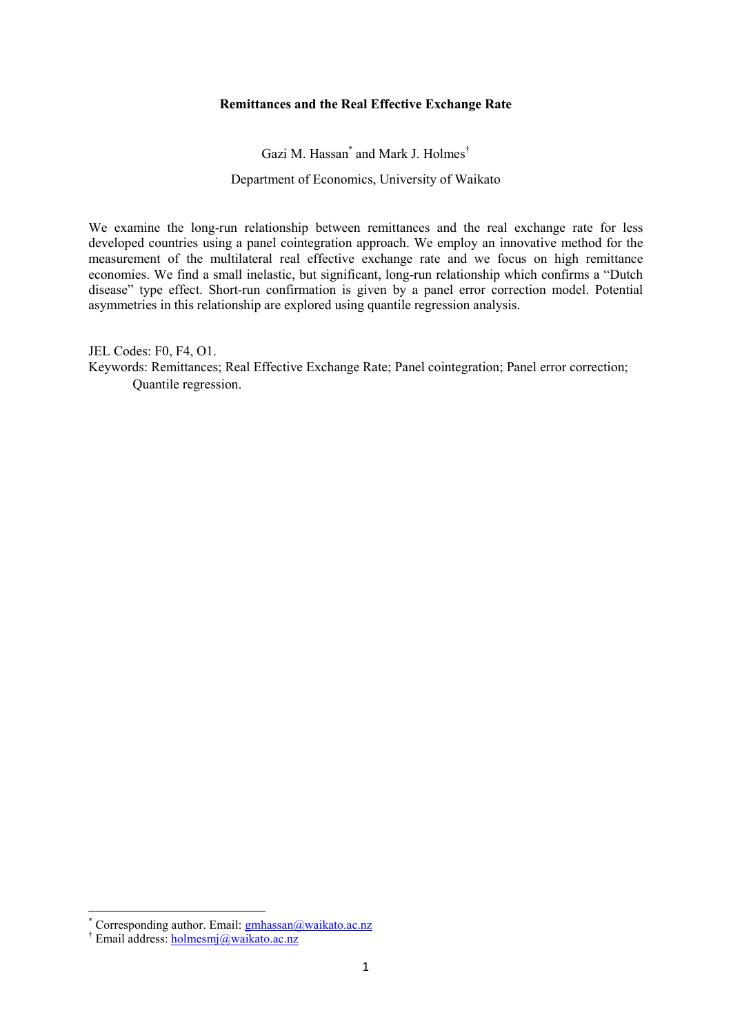# Remittances and the Real Effective Exchange Rate

Gazi M. Hassan[*] and Mark J. Holmes[†]

Department of Economics, University of Waikato

We examine the long-run relationship between remittances and the real exchange rate for less developed countries using a panel cointegration approach. We employ an innovative method for the measurement of the multilateral real effective exchange rate and we focus on high remittance economies. We find a small inelastic, but significant, long-run relationship which confirms a "Dutch disease" type effect. Short-run confirmation is given by a panel error correction model. Potential asymmetries in this relationship are explored using quantile regression analysis.

JEL Codes: F0, F4, O1.

Keywords: Remittances; Real Effective Exchange Rate; Panel cointegration; Panel error correction; Quantile regression.

---

[*] Corresponding author. Email: gmhassan@waikato.ac.nz

[†] Email address: holmesmj@waikato.ac.nz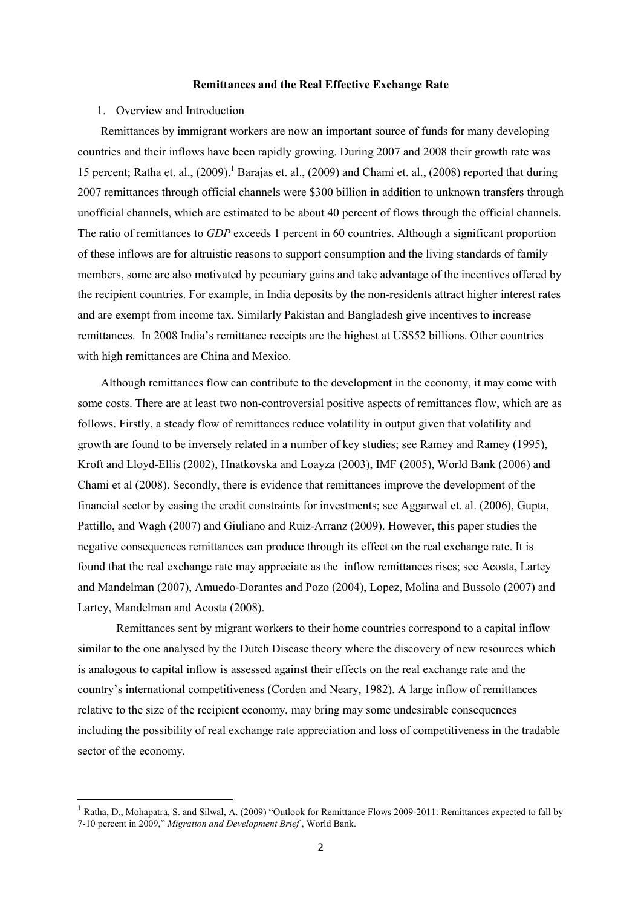**Remittances and the Real Effective Exchange Rate**

1. Overview and Introduction

Remittances by immigrant workers are now an important source of funds for many developing countries and their inflows have been rapidly growing. During 2007 and 2008 their growth rate was 15 percent; Ratha et. al., (2009).[1] Barajas et. al., (2009) and Chami et. al., (2008) reported that during 2007 remittances through official channels were $300 billion in addition to unknown transfers through unofficial channels, which are estimated to be about 40 percent of flows through the official channels. The ratio of remittances to *GDP* exceeds 1 percent in 60 countries. Although a significant proportion of these inflows are for altruistic reasons to support consumption and the living standards of family members, some are also motivated by pecuniary gains and take advantage of the incentives offered by the recipient countries. For example, in India deposits by the non-residents attract higher interest rates and are exempt from income tax. Similarly Pakistan and Bangladesh give incentives to increase remittances. In 2008 India's remittance receipts are the highest at US$52 billions. Other countries with high remittances are China and Mexico.

Although remittances flow can contribute to the development in the economy, it may come with some costs. There are at least two non-controversial positive aspects of remittances flow, which are as follows. Firstly, a steady flow of remittances reduce volatility in output given that volatility and growth are found to be inversely related in a number of key studies; see Ramey and Ramey (1995), Kroft and Lloyd-Ellis (2002), Hnatkovska and Loayza (2003), IMF (2005), World Bank (2006) and Chami et al (2008). Secondly, there is evidence that remittances improve the development of the financial sector by easing the credit constraints for investments; see Aggarwal et. al. (2006), Gupta, Pattillo, and Wagh (2007) and Giuliano and Ruiz-Arranz (2009). However, this paper studies the negative consequences remittances can produce through its effect on the real exchange rate. It is found that the real exchange rate may appreciate as the inflow remittances rises; see Acosta, Lartey and Mandelman (2007), Amuedo-Dorantes and Pozo (2004), Lopez, Molina and Bussolo (2007) and Lartey, Mandelman and Acosta (2008).

Remittances sent by migrant workers to their home countries correspond to a capital inflow similar to the one analysed by the Dutch Disease theory where the discovery of new resources which is analogous to capital inflow is assessed against their effects on the real exchange rate and the country's international competitiveness (Corden and Neary, 1982). A large inflow of remittances relative to the size of the recipient economy, may bring may some undesirable consequences including the possibility of real exchange rate appreciation and loss of competitiveness in the tradable sector of the economy.

[1] Ratha, D., Mohapatra, S. and Silwal, A. (2009) "Outlook for Remittance Flows 2009-2011: Remittances expected to fall by 7-10 percent in 2009," *Migration and Development Brief* , World Bank.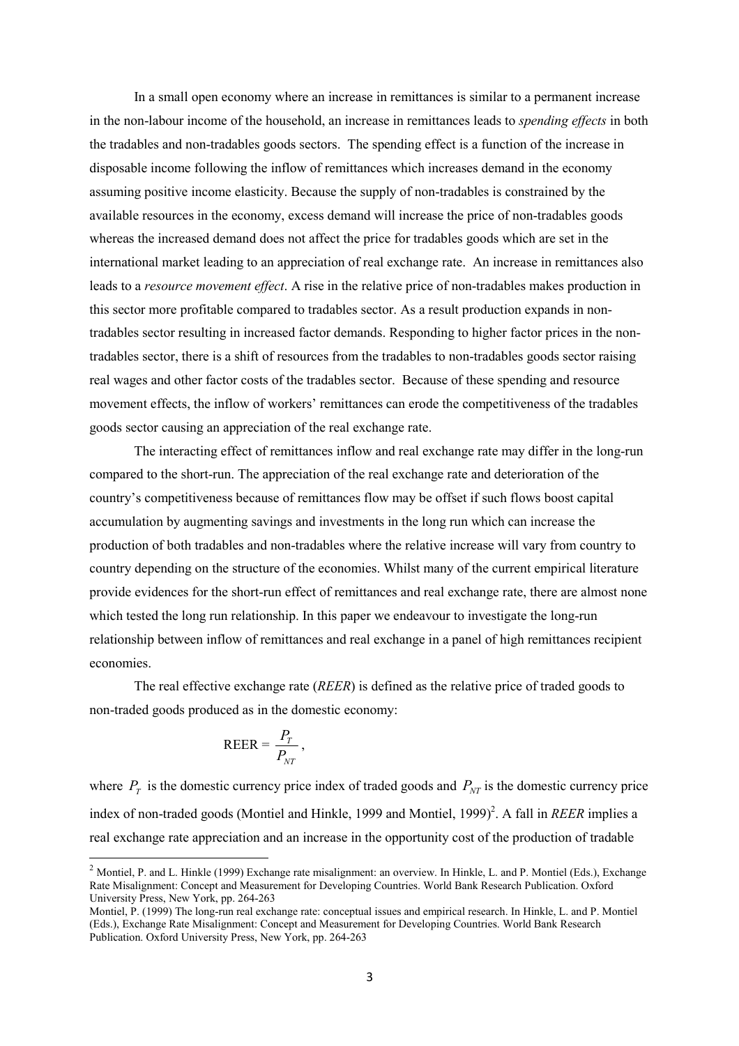In a small open economy where an increase in remittances is similar to a permanent increase in the non-labour income of the household, an increase in remittances leads to *spending effects* in both the tradables and non-tradables goods sectors. The spending effect is a function of the increase in disposable income following the inflow of remittances which increases demand in the economy assuming positive income elasticity. Because the supply of non-tradables is constrained by the available resources in the economy, excess demand will increase the price of non-tradables goods whereas the increased demand does not affect the price for tradables goods which are set in the international market leading to an appreciation of real exchange rate. An increase in remittances also leads to a *resource movement effect*. A rise in the relative price of non-tradables makes production in this sector more profitable compared to tradables sector. As a result production expands in non-tradables sector resulting in increased factor demands. Responding to higher factor prices in the non-tradables sector, there is a shift of resources from the tradables to non-tradables goods sector raising real wages and other factor costs of the tradables sector. Because of these spending and resource movement effects, the inflow of workers' remittances can erode the competitiveness of the tradables goods sector causing an appreciation of the real exchange rate.

The interacting effect of remittances inflow and real exchange rate may differ in the long-run compared to the short-run. The appreciation of the real exchange rate and deterioration of the country's competitiveness because of remittances flow may be offset if such flows boost capital accumulation by augmenting savings and investments in the long run which can increase the production of both tradables and non-tradables where the relative increase will vary from country to country depending on the structure of the economies. Whilst many of the current empirical literature provide evidences for the short-run effect of remittances and real exchange rate, there are almost none which tested the long run relationship. In this paper we endeavour to investigate the long-run relationship between inflow of remittances and real exchange in a panel of high remittances recipient economies.

The real effective exchange rate (*REER*) is defined as the relative price of traded goods to non-traded goods produced as in the domestic economy:

$$\text{REER} = \frac{P_T}{P_{NT}},$$

where $P_T$ is the domestic currency price index of traded goods and $P_{NT}$ is the domestic currency price index of non-traded goods (Montiel and Hinkle, 1999 and Montiel, 1999)[2]. A fall in *REER* implies a real exchange rate appreciation and an increase in the opportunity cost of the production of tradable

---

[2] Montiel, P. and L. Hinkle (1999) Exchange rate misalignment: an overview. In Hinkle, L. and P. Montiel (Eds.), Exchange Rate Misalignment: Concept and Measurement for Developing Countries. World Bank Research Publication. Oxford University Press, New York, pp. 264-263

Montiel, P. (1999) The long-run real exchange rate: conceptual issues and empirical research. In Hinkle, L. and P. Montiel (Eds.), Exchange Rate Misalignment: Concept and Measurement for Developing Countries. World Bank Research Publication. Oxford University Press, New York, pp. 264-263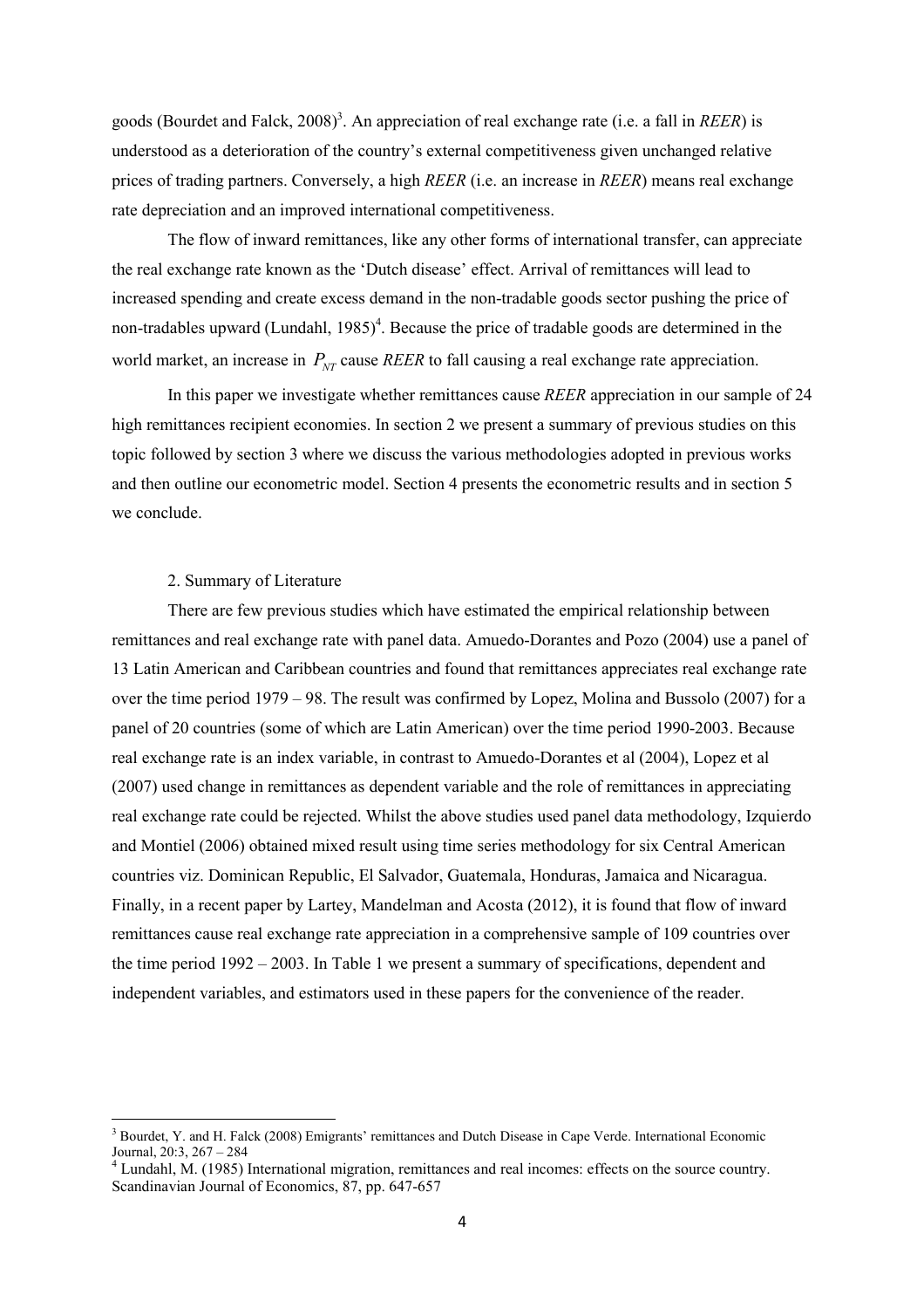goods (Bourdet and Falck, 2008)[3]. An appreciation of real exchange rate (i.e. a fall in *REER*) is understood as a deterioration of the country's external competitiveness given unchanged relative prices of trading partners. Conversely, a high *REER* (i.e. an increase in *REER*) means real exchange rate depreciation and an improved international competitiveness.

The flow of inward remittances, like any other forms of international transfer, can appreciate the real exchange rate known as the 'Dutch disease' effect. Arrival of remittances will lead to increased spending and create excess demand in the non-tradable goods sector pushing the price of non-tradables upward (Lundahl, 1985)[4]. Because the price of tradable goods are determined in the world market, an increase in $P_{NT}$ cause *REER* to fall causing a real exchange rate appreciation.

In this paper we investigate whether remittances cause *REER* appreciation in our sample of 24 high remittances recipient economies. In section 2 we present a summary of previous studies on this topic followed by section 3 where we discuss the various methodologies adopted in previous works and then outline our econometric model. Section 4 presents the econometric results and in section 5 we conclude.

## 2. Summary of Literature

There are few previous studies which have estimated the empirical relationship between remittances and real exchange rate with panel data. Amuedo-Dorantes and Pozo (2004) use a panel of 13 Latin American and Caribbean countries and found that remittances appreciates real exchange rate over the time period 1979 – 98. The result was confirmed by Lopez, Molina and Bussolo (2007) for a panel of 20 countries (some of which are Latin American) over the time period 1990-2003. Because real exchange rate is an index variable, in contrast to Amuedo-Dorantes et al (2004), Lopez et al (2007) used change in remittances as dependent variable and the role of remittances in appreciating real exchange rate could be rejected. Whilst the above studies used panel data methodology, Izquierdo and Montiel (2006) obtained mixed result using time series methodology for six Central American countries viz. Dominican Republic, El Salvador, Guatemala, Honduras, Jamaica and Nicaragua. Finally, in a recent paper by Lartey, Mandelman and Acosta (2012), it is found that flow of inward remittances cause real exchange rate appreciation in a comprehensive sample of 109 countries over the time period 1992 – 2003. In Table 1 we present a summary of specifications, dependent and independent variables, and estimators used in these papers for the convenience of the reader.

---

[3] Bourdet, Y. and H. Falck (2008) Emigrants' remittances and Dutch Disease in Cape Verde. International Economic Journal, 20:3, 267 – 284

[4] Lundahl, M. (1985) International migration, remittances and real incomes: effects on the source country. Scandinavian Journal of Economics, 87, pp. 647-657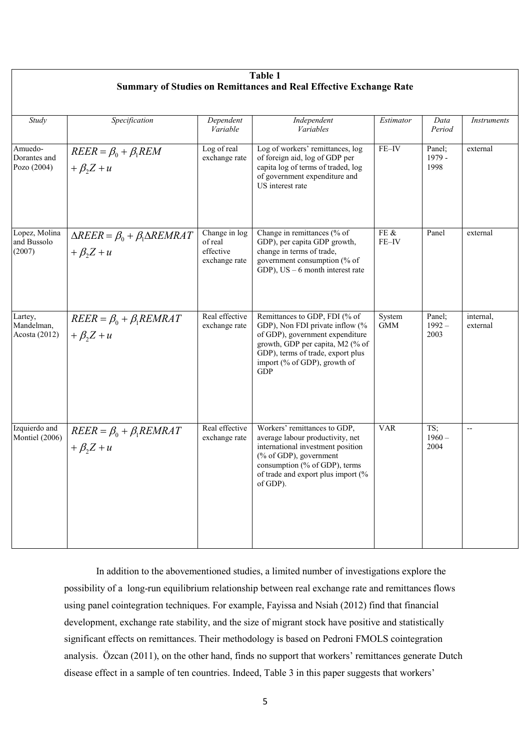**Table 1**
**Summary of Studies on Remittances and Real Effective Exchange Rate**

| *Study* | *Specification* | *Dependent Variable* | *Independent Variables* | *Estimator* | *Data Period* | *Instruments* |
|---|---|---|---|---|---|---|
| Amuedo-Dorantes and Pozo (2004) | $REER = \beta_0 + \beta_1 REM + \beta_2 Z + u$ | Log of real exchange rate | Log of workers' remittances, log of foreign aid, log of GDP per capita log of terms of traded, log of government expenditure and US interest rate | FE–IV | Panel; 1979 - 1998 | external |
| Lopez, Molina and Bussolo (2007) | $\Delta REER = \beta_0 + \beta_1 \Delta REMRAT + \beta_2 Z + u$ | Change in log of real effective exchange rate | Change in remittances (% of GDP), per capita GDP growth, change in terms of trade, government consumption (% of GDP), US – 6 month interest rate | FE & FE–IV | Panel | external |
| Lartey, Mandelman, Acosta (2012) | $REER = \beta_0 + \beta_1 REMRAT + \beta_2 Z + u$ | Real effective exchange rate | Remittances to GDP, FDI (% of GDP), Non FDI private inflow (% of GDP), government expenditure growth, GDP per capita, M2 (% of GDP), terms of trade, export plus import (% of GDP), growth of GDP | System GMM | Panel; 1992 – 2003 | internal, external |
| Izquierdo and Montiel (2006) | $REER = \beta_0 + \beta_1 REMRAT + \beta_2 Z + u$ | Real effective exchange rate | Workers' remittances to GDP, average labour productivity, net international investment position (% of GDP), government consumption (% of GDP), terms of trade and export plus import (% of GDP). | VAR | TS; 1960 – 2004 | -- |

In addition to the abovementioned studies, a limited number of investigations explore the possibility of a long-run equilibrium relationship between real exchange rate and remittances flows using panel cointegration techniques. For example, Fayissa and Nsiah (2012) find that financial development, exchange rate stability, and the size of migrant stock have positive and statistically significant effects on remittances. Their methodology is based on Pedroni FMOLS cointegration analysis. Özcan (2011), on the other hand, finds no support that workers' remittances generate Dutch disease effect in a sample of ten countries. Indeed, Table 3 in this paper suggests that workers'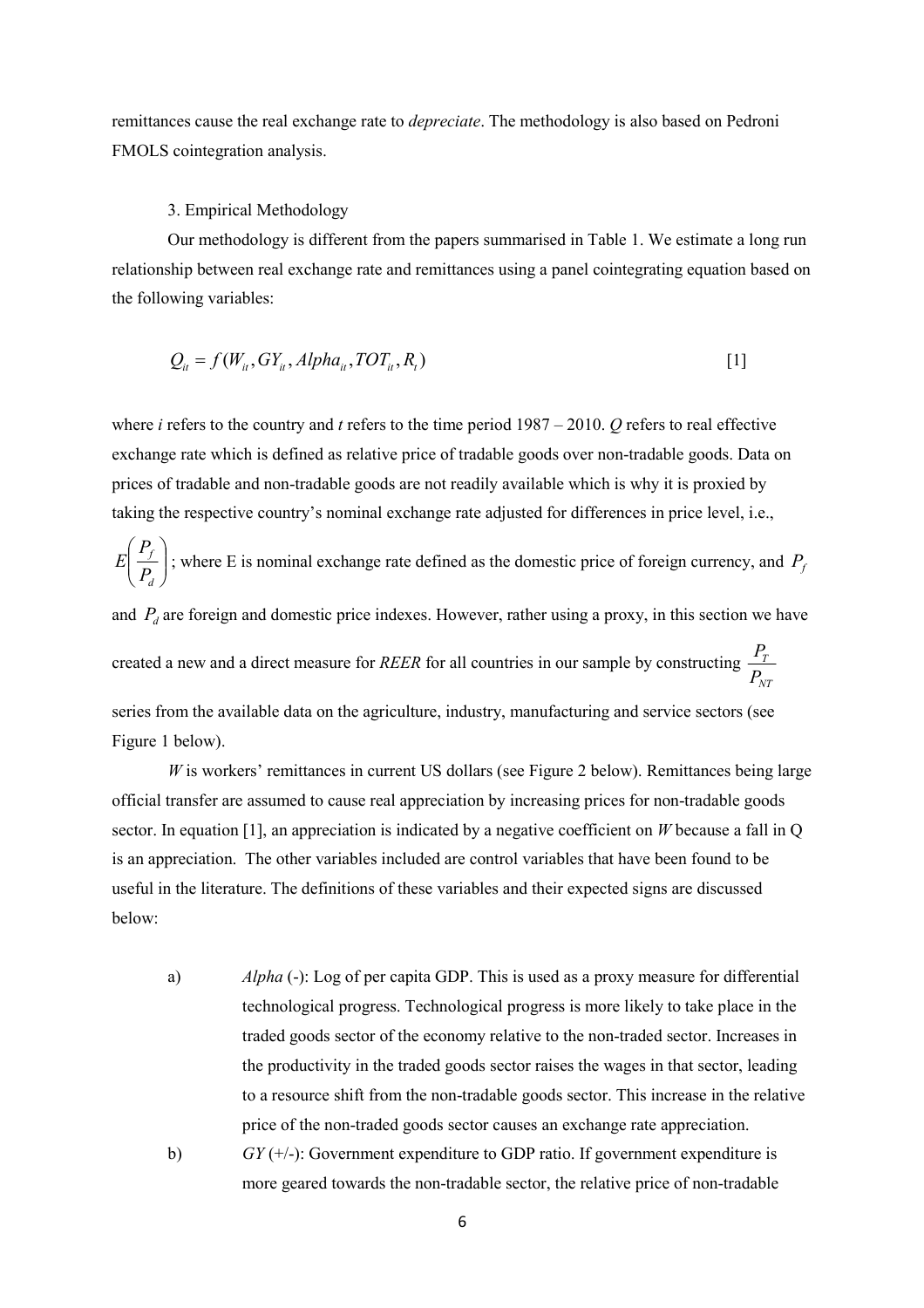remittances cause the real exchange rate to *depreciate*. The methodology is also based on Pedroni FMOLS cointegration analysis.

## 3. Empirical Methodology

Our methodology is different from the papers summarised in Table 1. We estimate a long run relationship between real exchange rate and remittances using a panel cointegrating equation based on the following variables:

$$Q_{it} = f(W_{it}, GY_{it}, Alpha_{it}, TOT_{it}, R_{t}) \qquad [1]$$

where *i* refers to the country and *t* refers to the time period 1987 – 2010. *Q* refers to real effective exchange rate which is defined as relative price of tradable goods over non-tradable goods. Data on prices of tradable and non-tradable goods are not readily available which is why it is proxied by taking the respective country's nominal exchange rate adjusted for differences in price level, i.e., $E\left(\frac{P_f}{P_d}\right)$; where E is nominal exchange rate defined as the domestic price of foreign currency, and $P_f$ and $P_d$ are foreign and domestic price indexes. However, rather using a proxy, in this section we have created a new and a direct measure for *REER* for all countries in our sample by constructing $\frac{P_T}{P_{NT}}$ series from the available data on the agriculture, industry, manufacturing and service sectors (see Figure 1 below).

*W* is workers' remittances in current US dollars (see Figure 2 below). Remittances being large official transfer are assumed to cause real appreciation by increasing prices for non-tradable goods sector. In equation [1], an appreciation is indicated by a negative coefficient on *W* because a fall in Q is an appreciation. The other variables included are control variables that have been found to be useful in the literature. The definitions of these variables and their expected signs are discussed below:

a) *Alpha* (-): Log of per capita GDP. This is used as a proxy measure for differential technological progress. Technological progress is more likely to take place in the traded goods sector of the economy relative to the non-traded sector. Increases in the productivity in the traded goods sector raises the wages in that sector, leading to a resource shift from the non-tradable goods sector. This increase in the relative price of the non-traded goods sector causes an exchange rate appreciation.

b) *GY* (+/-): Government expenditure to GDP ratio. If government expenditure is more geared towards the non-tradable sector, the relative price of non-tradable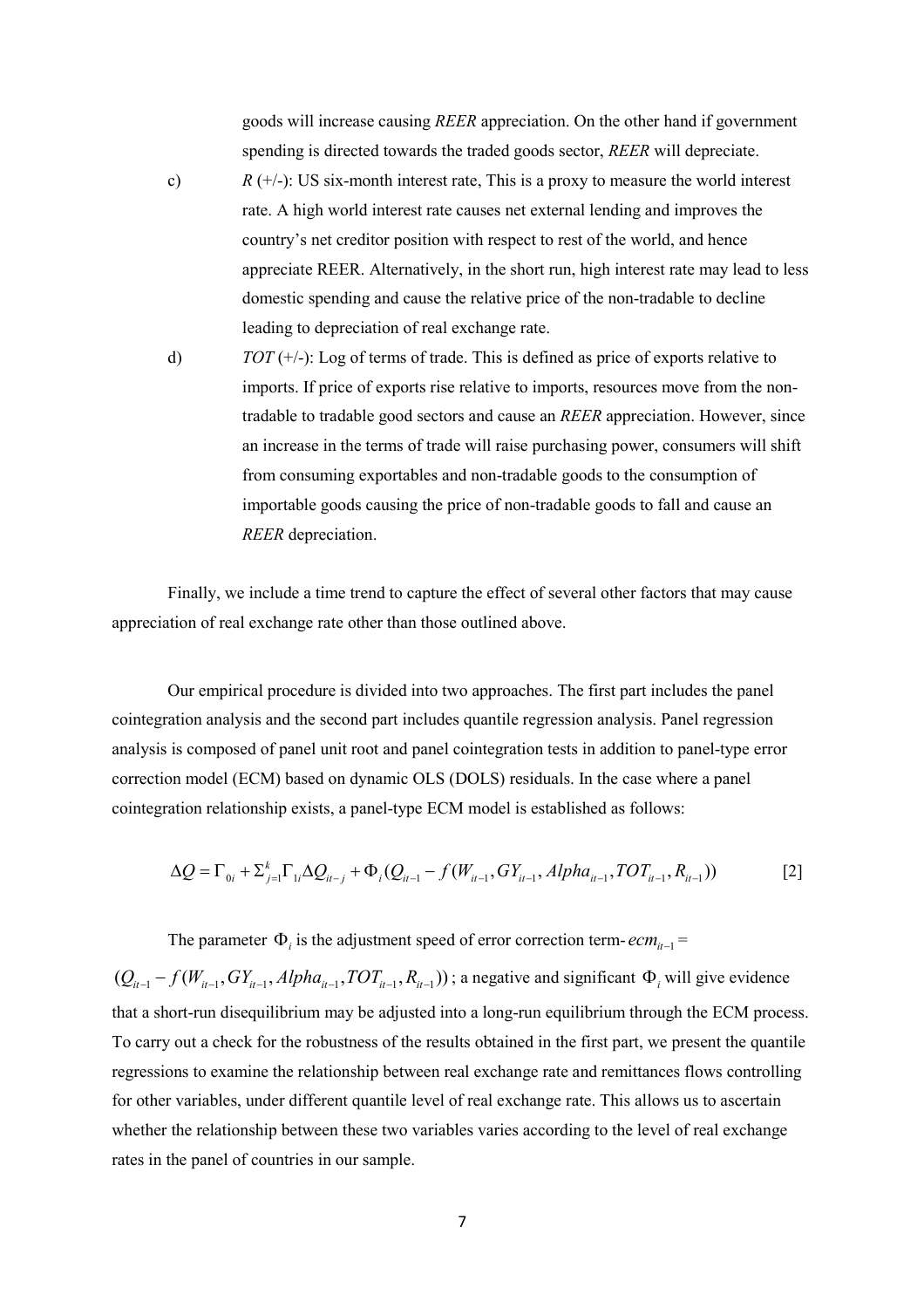goods will increase causing *REER* appreciation. On the other hand if government spending is directed towards the traded goods sector, *REER* will depreciate.

c) *R* (+/-): US six-month interest rate, This is a proxy to measure the world interest rate. A high world interest rate causes net external lending and improves the country's net creditor position with respect to rest of the world, and hence appreciate REER. Alternatively, in the short run, high interest rate may lead to less domestic spending and cause the relative price of the non-tradable to decline leading to depreciation of real exchange rate.

d) *TOT* (+/-): Log of terms of trade. This is defined as price of exports relative to imports. If price of exports rise relative to imports, resources move from the non-tradable to tradable good sectors and cause an *REER* appreciation. However, since an increase in the terms of trade will raise purchasing power, consumers will shift from consuming exportables and non-tradable goods to the consumption of importable goods causing the price of non-tradable goods to fall and cause an *REER* depreciation.

Finally, we include a time trend to capture the effect of several other factors that may cause appreciation of real exchange rate other than those outlined above.

Our empirical procedure is divided into two approaches. The first part includes the panel cointegration analysis and the second part includes quantile regression analysis. Panel regression analysis is composed of panel unit root and panel cointegration tests in addition to panel-type error correction model (ECM) based on dynamic OLS (DOLS) residuals. In the case where a panel cointegration relationship exists, a panel-type ECM model is established as follows:

$$\Delta Q = \Gamma_{0i} + \Sigma_{j=1}^{k} \Gamma_{1i} \Delta Q_{it-j} + \Phi_i (Q_{it-1} - f(W_{it-1}, GY_{it-1}, Alpha_{it-1}, TOT_{it-1}, R_{it-1})) \qquad [2]$$

The parameter $\Phi_i$ is the adjustment speed of error correction term- $ecm_{it-1} =$ $(Q_{it-1} - f(W_{it-1}, GY_{it-1}, Alpha_{it-1}, TOT_{it-1}, R_{it-1}))$; a negative and significant $\Phi_i$ will give evidence that a short-run disequilibrium may be adjusted into a long-run equilibrium through the ECM process. To carry out a check for the robustness of the results obtained in the first part, we present the quantile regressions to examine the relationship between real exchange rate and remittances flows controlling for other variables, under different quantile level of real exchange rate. This allows us to ascertain whether the relationship between these two variables varies according to the level of real exchange rates in the panel of countries in our sample.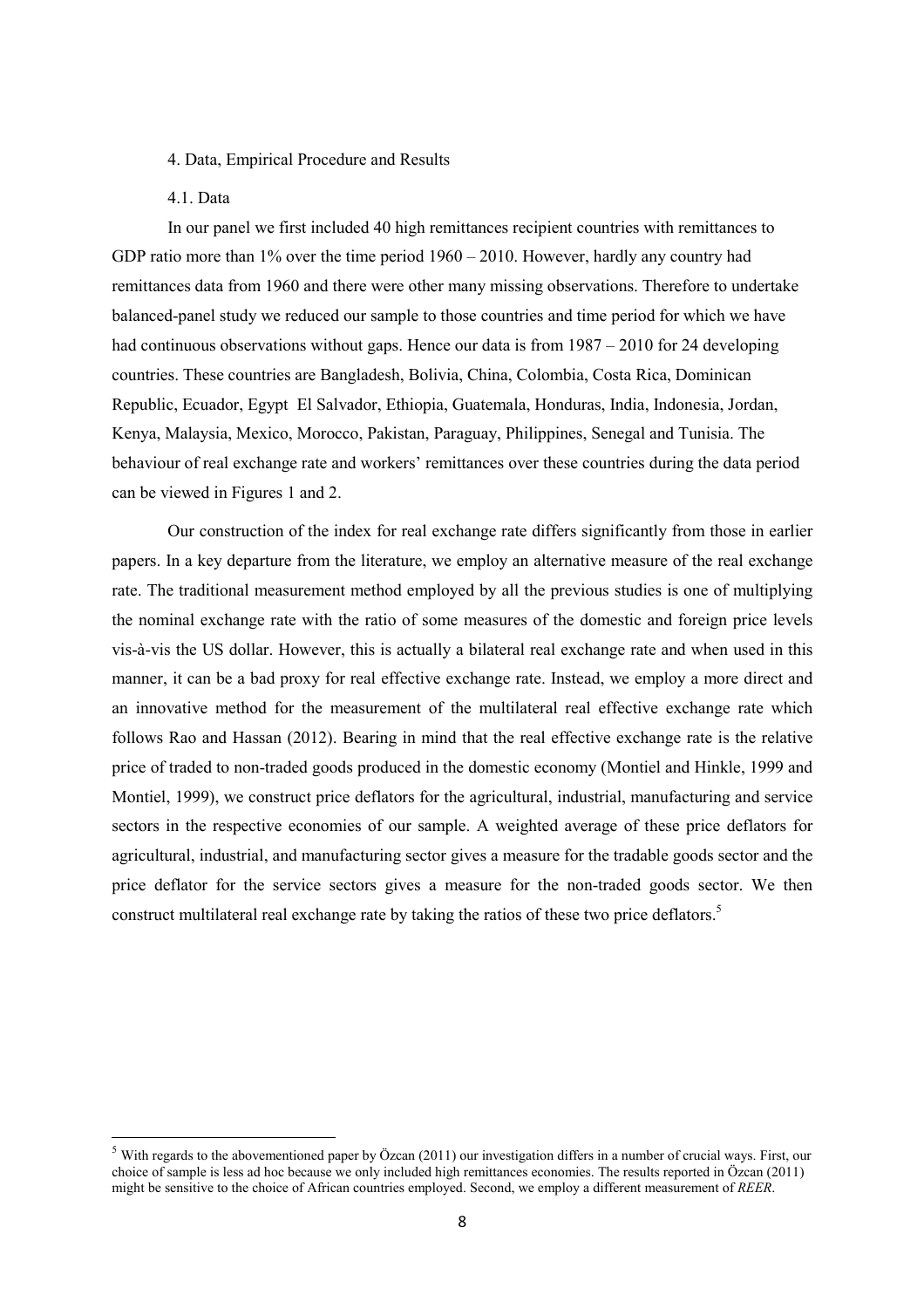## 4. Data, Empirical Procedure and Results

### 4.1. Data

In our panel we first included 40 high remittances recipient countries with remittances to GDP ratio more than 1% over the time period 1960 – 2010. However, hardly any country had remittances data from 1960 and there were other many missing observations. Therefore to undertake balanced-panel study we reduced our sample to those countries and time period for which we have had continuous observations without gaps. Hence our data is from 1987 – 2010 for 24 developing countries. These countries are Bangladesh, Bolivia, China, Colombia, Costa Rica, Dominican Republic, Ecuador, Egypt El Salvador, Ethiopia, Guatemala, Honduras, India, Indonesia, Jordan, Kenya, Malaysia, Mexico, Morocco, Pakistan, Paraguay, Philippines, Senegal and Tunisia. The behaviour of real exchange rate and workers' remittances over these countries during the data period can be viewed in Figures 1 and 2.

Our construction of the index for real exchange rate differs significantly from those in earlier papers. In a key departure from the literature, we employ an alternative measure of the real exchange rate. The traditional measurement method employed by all the previous studies is one of multiplying the nominal exchange rate with the ratio of some measures of the domestic and foreign price levels vis-à-vis the US dollar. However, this is actually a bilateral real exchange rate and when used in this manner, it can be a bad proxy for real effective exchange rate. Instead, we employ a more direct and an innovative method for the measurement of the multilateral real effective exchange rate which follows Rao and Hassan (2012). Bearing in mind that the real effective exchange rate is the relative price of traded to non-traded goods produced in the domestic economy (Montiel and Hinkle, 1999 and Montiel, 1999), we construct price deflators for the agricultural, industrial, manufacturing and service sectors in the respective economies of our sample. A weighted average of these price deflators for agricultural, industrial, and manufacturing sector gives a measure for the tradable goods sector and the price deflator for the service sectors gives a measure for the non-traded goods sector. We then construct multilateral real exchange rate by taking the ratios of these two price deflators.[5]

[5] With regards to the abovementioned paper by Özcan (2011) our investigation differs in a number of crucial ways. First, our choice of sample is less ad hoc because we only included high remittances economies. The results reported in Özcan (2011) might be sensitive to the choice of African countries employed. Second, we employ a different measurement of *REER*.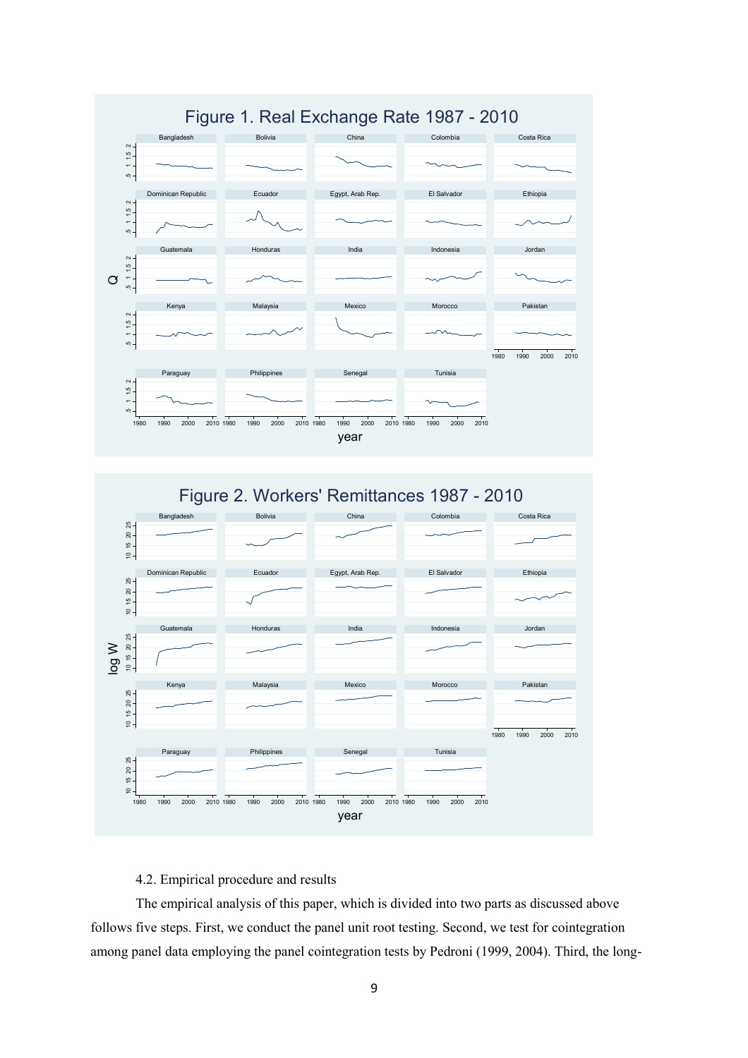Figure 1. Real Exchange Rate 1987 - 2010

Figure 2. Workers' Remittances 1987 - 2010

4.2. Empirical procedure and results

The empirical analysis of this paper, which is divided into two parts as discussed above follows five steps. First, we conduct the panel unit root testing. Second, we test for cointegration among panel data employing the panel cointegration tests by Pedroni (1999, 2004). Third, the long-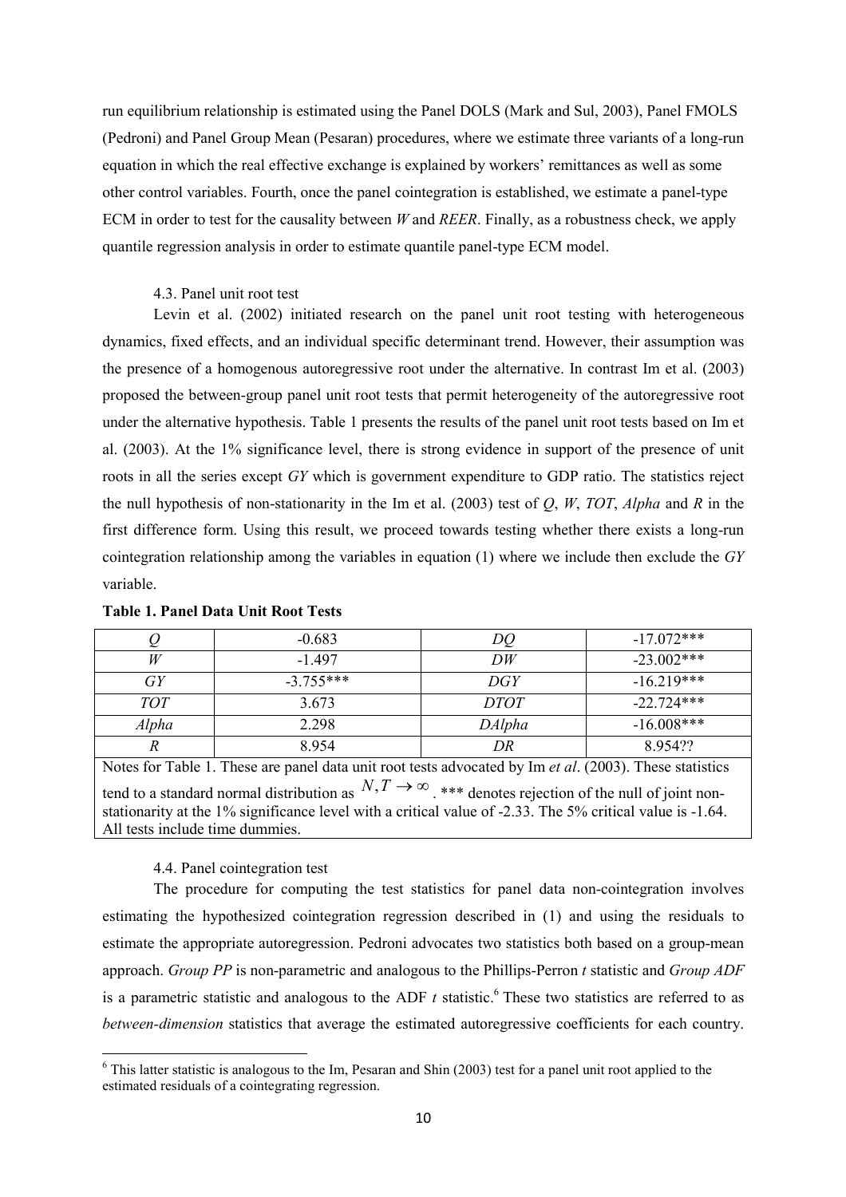run equilibrium relationship is estimated using the Panel DOLS (Mark and Sul, 2003), Panel FMOLS (Pedroni) and Panel Group Mean (Pesaran) procedures, where we estimate three variants of a long-run equation in which the real effective exchange is explained by workers' remittances as well as some other control variables. Fourth, once the panel cointegration is established, we estimate a panel-type ECM in order to test for the causality between *W* and *REER*. Finally, as a robustness check, we apply quantile regression analysis in order to estimate quantile panel-type ECM model.

### 4.3. Panel unit root test

Levin et al. (2002) initiated research on the panel unit root testing with heterogeneous dynamics, fixed effects, and an individual specific determinant trend. However, their assumption was the presence of a homogenous autoregressive root under the alternative. In contrast Im et al. (2003) proposed the between-group panel unit root tests that permit heterogeneity of the autoregressive root under the alternative hypothesis. Table 1 presents the results of the panel unit root tests based on Im et al. (2003). At the 1% significance level, there is strong evidence in support of the presence of unit roots in all the series except *GY* which is government expenditure to GDP ratio. The statistics reject the null hypothesis of non-stationarity in the Im et al. (2003) test of *Q*, *W*, *TOT*, *Alpha* and *R* in the first difference form. Using this result, we proceed towards testing whether there exists a long-run cointegration relationship among the variables in equation (1) where we include then exclude the *GY* variable.

**Table 1. Panel Data Unit Root Tests**

| | | | |
|---|---|---|---|
| *Q* | -0.683 | *DQ* | -17.072*** |
| *W* | -1.497 | *DW* | -23.002*** |
| *GY* | -3.755*** | *DGY* | -16.219*** |
| *TOT* | 3.673 | *DTOT* | -22.724*** |
| *Alpha* | 2.298 | *DAlpha* | -16.008*** |
| *R* | 8.954 | *DR* | 8.954?? |

Notes for Table 1. These are panel data unit root tests advocated by Im *et al*. (2003). These statistics tend to a standard normal distribution as $N, T \to \infty$. *** denotes rejection of the null of joint non-stationarity at the 1% significance level with a critical value of -2.33. The 5% critical value is -1.64. All tests include time dummies.

### 4.4. Panel cointegration test

The procedure for computing the test statistics for panel data non-cointegration involves estimating the hypothesized cointegration regression described in (1) and using the residuals to estimate the appropriate autoregression. Pedroni advocates two statistics both based on a group-mean approach. *Group PP* is non-parametric and analogous to the Phillips-Perron *t* statistic and *Group ADF* is a parametric statistic and analogous to the ADF *t* statistic.[6] These two statistics are referred to as *between-dimension* statistics that average the estimated autoregressive coefficients for each country.

[6] This latter statistic is analogous to the Im, Pesaran and Shin (2003) test for a panel unit root applied to the estimated residuals of a cointegrating regression.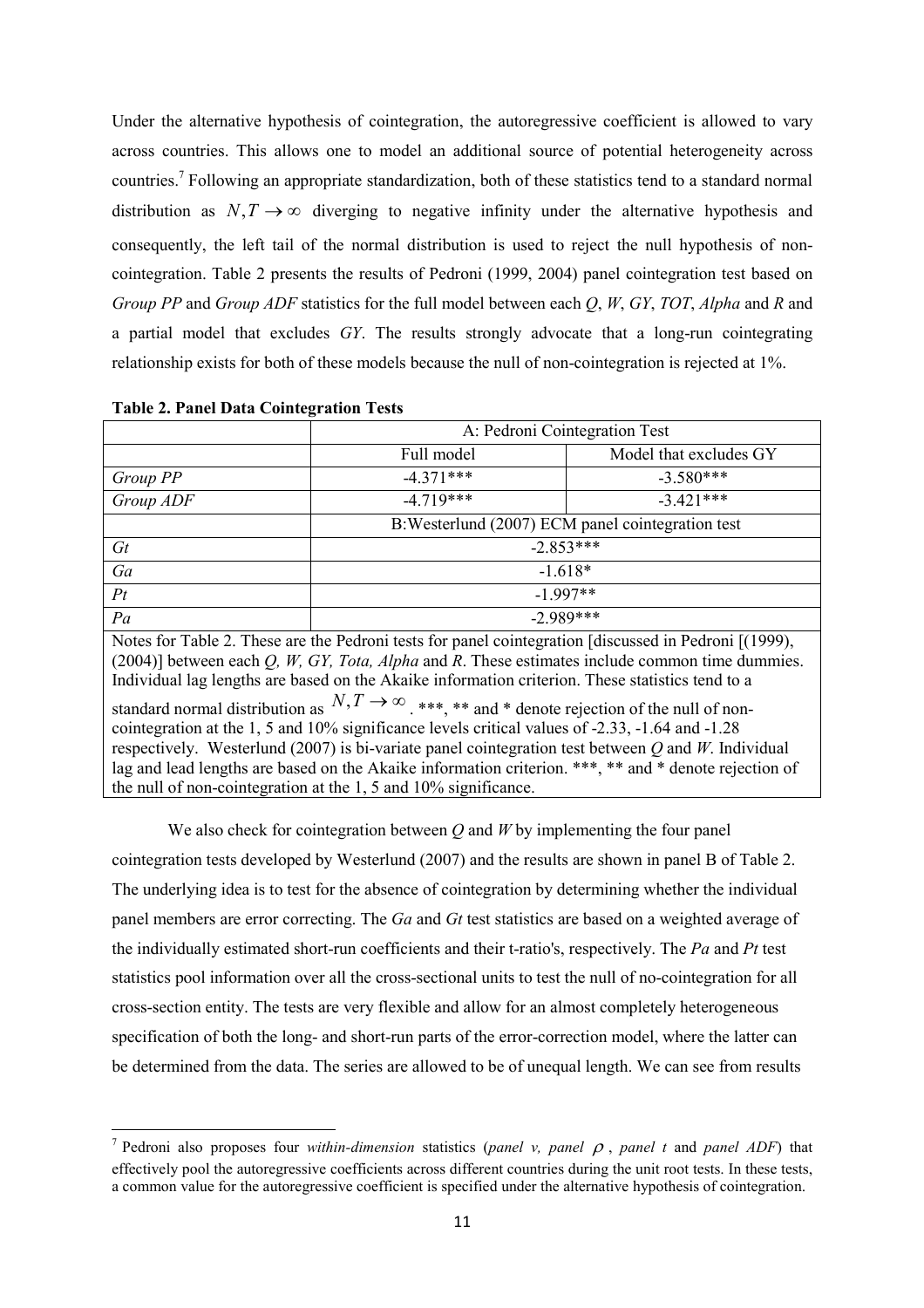Under the alternative hypothesis of cointegration, the autoregressive coefficient is allowed to vary across countries. This allows one to model an additional source of potential heterogeneity across countries.[7] Following an appropriate standardization, both of these statistics tend to a standard normal distribution as $N, T \rightarrow \infty$ diverging to negative infinity under the alternative hypothesis and consequently, the left tail of the normal distribution is used to reject the null hypothesis of non-cointegration. Table 2 presents the results of Pedroni (1999, 2004) panel cointegration test based on *Group PP* and *Group ADF* statistics for the full model between each *Q*, *W*, *GY*, *TOT*, *Alpha* and *R* and a partial model that excludes *GY*. The results strongly advocate that a long-run cointegrating relationship exists for both of these models because the null of non-cointegration is rejected at 1%.

**Table 2. Panel Data Cointegration Tests**

| | A: Pedroni Cointegration Test | |
|---|---|---|
| | Full model | Model that excludes GY |
| *Group PP* | -4.371*** | -3.580*** |
| *Group ADF* | -4.719*** | -3.421*** |
| | B:Westerlund (2007) ECM panel cointegration test | |
| *Gt* | -2.853*** | |
| *Ga* | -1.618* | |
| *Pt* | -1.997** | |
| *Pa* | -2.989*** | |

Notes for Table 2. These are the Pedroni tests for panel cointegration [discussed in Pedroni [(1999), (2004)] between each *Q, W, GY, Tota, Alpha* and *R*. These estimates include common time dummies. Individual lag lengths are based on the Akaike information criterion. These statistics tend to a standard normal distribution as $N, T \rightarrow \infty$. ***, ** and * denote rejection of the null of non-cointegration at the 1, 5 and 10% significance levels critical values of -2.33, -1.64 and -1.28 respectively. Westerlund (2007) is bi-variate panel cointegration test between *Q* and *W*. Individual lag and lead lengths are based on the Akaike information criterion. ***, ** and * denote rejection of the null of non-cointegration at the 1, 5 and 10% significance.

We also check for cointegration between *Q* and *W* by implementing the four panel cointegration tests developed by Westerlund (2007) and the results are shown in panel B of Table 2. The underlying idea is to test for the absence of cointegration by determining whether the individual panel members are error correcting. The *Ga* and *Gt* test statistics are based on a weighted average of the individually estimated short-run coefficients and their t-ratio's, respectively. The *Pa* and *Pt* test statistics pool information over all the cross-sectional units to test the null of no-cointegration for all cross-section entity. The tests are very flexible and allow for an almost completely heterogeneous specification of both the long- and short-run parts of the error-correction model, where the latter can be determined from the data. The series are allowed to be of unequal length. We can see from results

[7] Pedroni also proposes four *within-dimension* statistics (*panel v, panel* $\rho$, *panel t* and *panel ADF*) that effectively pool the autoregressive coefficients across different countries during the unit root tests. In these tests, a common value for the autoregressive coefficient is specified under the alternative hypothesis of cointegration.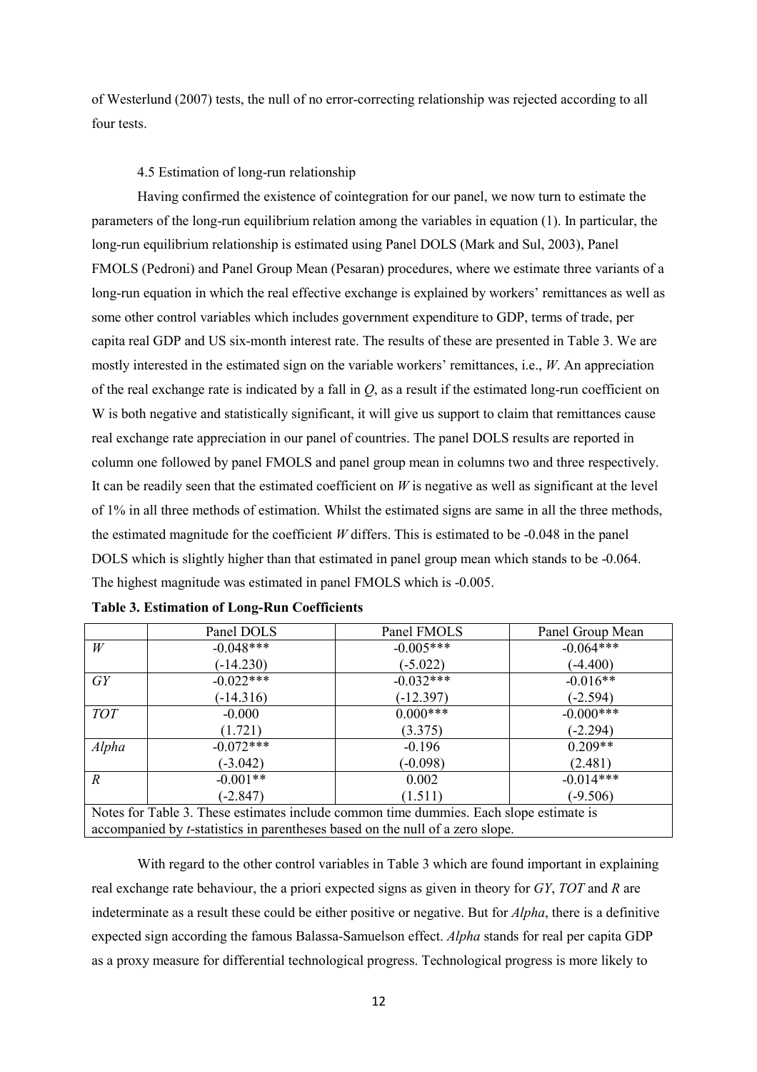of Westerlund (2007) tests, the null of no error-correcting relationship was rejected according to all four tests.

### 4.5 Estimation of long-run relationship

Having confirmed the existence of cointegration for our panel, we now turn to estimate the parameters of the long-run equilibrium relation among the variables in equation (1). In particular, the long-run equilibrium relationship is estimated using Panel DOLS (Mark and Sul, 2003), Panel FMOLS (Pedroni) and Panel Group Mean (Pesaran) procedures, where we estimate three variants of a long-run equation in which the real effective exchange is explained by workers' remittances as well as some other control variables which includes government expenditure to GDP, terms of trade, per capita real GDP and US six-month interest rate. The results of these are presented in Table 3. We are mostly interested in the estimated sign on the variable workers' remittances, i.e., *W*. An appreciation of the real exchange rate is indicated by a fall in *Q*, as a result if the estimated long-run coefficient on W is both negative and statistically significant, it will give us support to claim that remittances cause real exchange rate appreciation in our panel of countries. The panel DOLS results are reported in column one followed by panel FMOLS and panel group mean in columns two and three respectively. It can be readily seen that the estimated coefficient on *W* is negative as well as significant at the level of 1% in all three methods of estimation. Whilst the estimated signs are same in all the three methods, the estimated magnitude for the coefficient *W* differs. This is estimated to be -0.048 in the panel DOLS which is slightly higher than that estimated in panel group mean which stands to be -0.064. The highest magnitude was estimated in panel FMOLS which is -0.005.

**Table 3. Estimation of Long-Run Coefficients**

| | Panel DOLS | Panel FMOLS | Panel Group Mean |
|---|---|---|---|
| *W* | -0.048*** | -0.005*** | -0.064*** |
| | (-14.230) | (-5.022) | (-4.400) |
| *GY* | -0.022*** | -0.032*** | -0.016** |
| | (-14.316) | (-12.397) | (-2.594) |
| *TOT* | -0.000 | 0.000*** | -0.000*** |
| | (1.721) | (3.375) | (-2.294) |
| *Alpha* | -0.072*** | -0.196 | 0.209** |
| | (-3.042) | (-0.098) | (2.481) |
| *R* | -0.001** | 0.002 | -0.014*** |
| | (-2.847) | (1.511) | (-9.506) |

Notes for Table 3. These estimates include common time dummies. Each slope estimate is accompanied by *t*-statistics in parentheses based on the null of a zero slope.

With regard to the other control variables in Table 3 which are found important in explaining real exchange rate behaviour, the a priori expected signs as given in theory for *GY*, *TOT* and *R* are indeterminate as a result these could be either positive or negative. But for *Alpha*, there is a definitive expected sign according the famous Balassa-Samuelson effect. *Alpha* stands for real per capita GDP as a proxy measure for differential technological progress. Technological progress is more likely to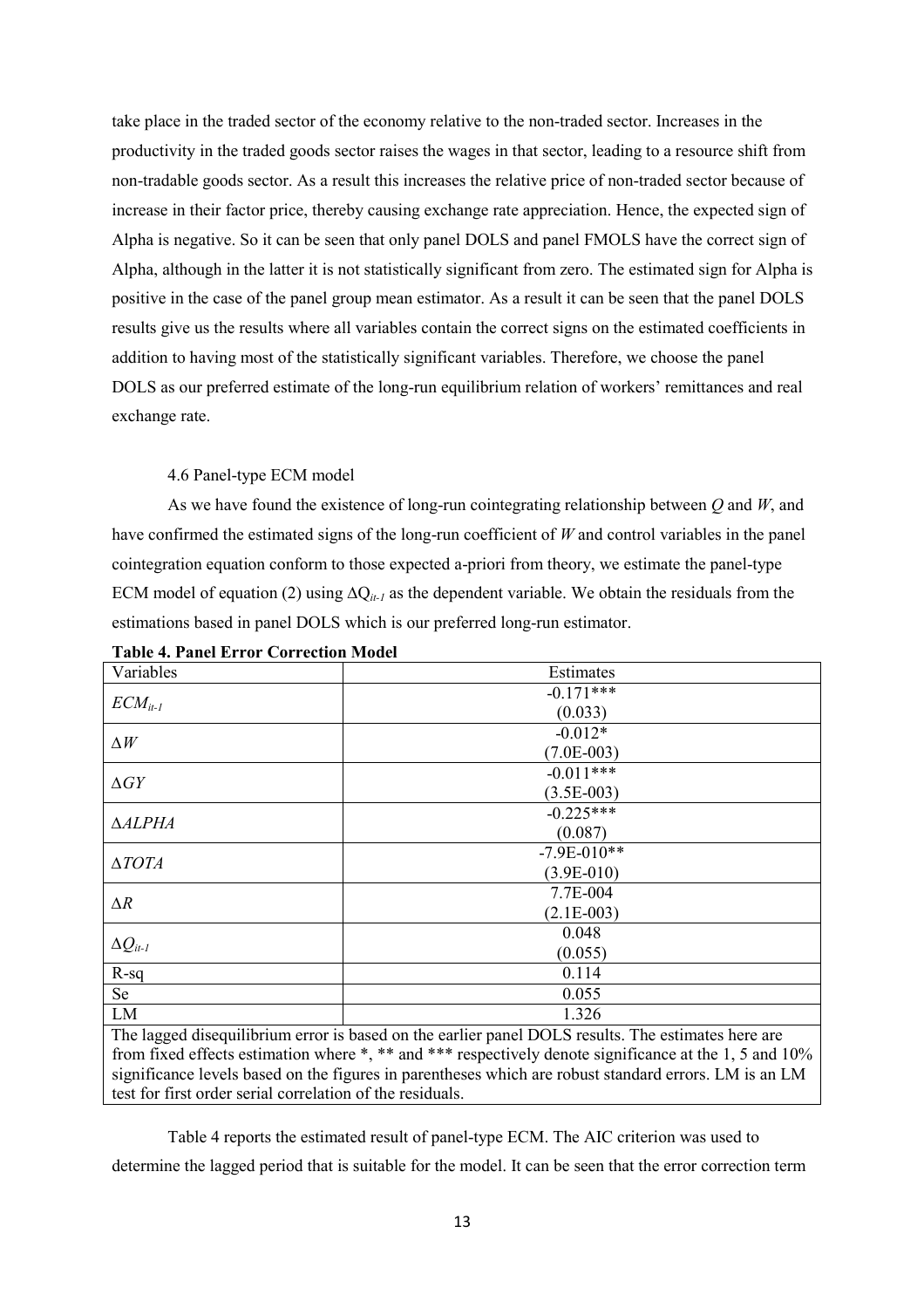take place in the traded sector of the economy relative to the non-traded sector. Increases in the productivity in the traded goods sector raises the wages in that sector, leading to a resource shift from non-tradable goods sector. As a result this increases the relative price of non-traded sector because of increase in their factor price, thereby causing exchange rate appreciation. Hence, the expected sign of Alpha is negative. So it can be seen that only panel DOLS and panel FMOLS have the correct sign of Alpha, although in the latter it is not statistically significant from zero. The estimated sign for Alpha is positive in the case of the panel group mean estimator. As a result it can be seen that the panel DOLS results give us the results where all variables contain the correct signs on the estimated coefficients in addition to having most of the statistically significant variables. Therefore, we choose the panel DOLS as our preferred estimate of the long-run equilibrium relation of workers' remittances and real exchange rate.

### 4.6 Panel-type ECM model

As we have found the existence of long-run cointegrating relationship between $Q$ and $W$, and have confirmed the estimated signs of the long-run coefficient of $W$ and control variables in the panel cointegration equation conform to those expected a-priori from theory, we estimate the panel-type ECM model of equation (2) using $\Delta Q_{it-1}$ as the dependent variable. We obtain the residuals from the estimations based in panel DOLS which is our preferred long-run estimator.

**Table 4. Panel Error Correction Model**

| Variables | Estimates |
|---|---|
| $ECM_{it-1}$ | -0.171*** (0.033) |
| $\Delta W$ | -0.012* (7.0E-003) |
| $\Delta GY$ | -0.011*** (3.5E-003) |
| $\Delta ALPHA$ | -0.225*** (0.087) |
| $\Delta TOTA$ | -7.9E-010** (3.9E-010) |
| $\Delta R$ | 7.7E-004 (2.1E-003) |
| $\Delta Q_{it-1}$ | 0.048 (0.055) |
| R-sq | 0.114 |
| Se | 0.055 |
| LM | 1.326 |

The lagged disequilibrium error is based on the earlier panel DOLS results. The estimates here are from fixed effects estimation where *, ** and *** respectively denote significance at the 1, 5 and 10% significance levels based on the figures in parentheses which are robust standard errors. LM is an LM test for first order serial correlation of the residuals.

Table 4 reports the estimated result of panel-type ECM. The AIC criterion was used to determine the lagged period that is suitable for the model. It can be seen that the error correction term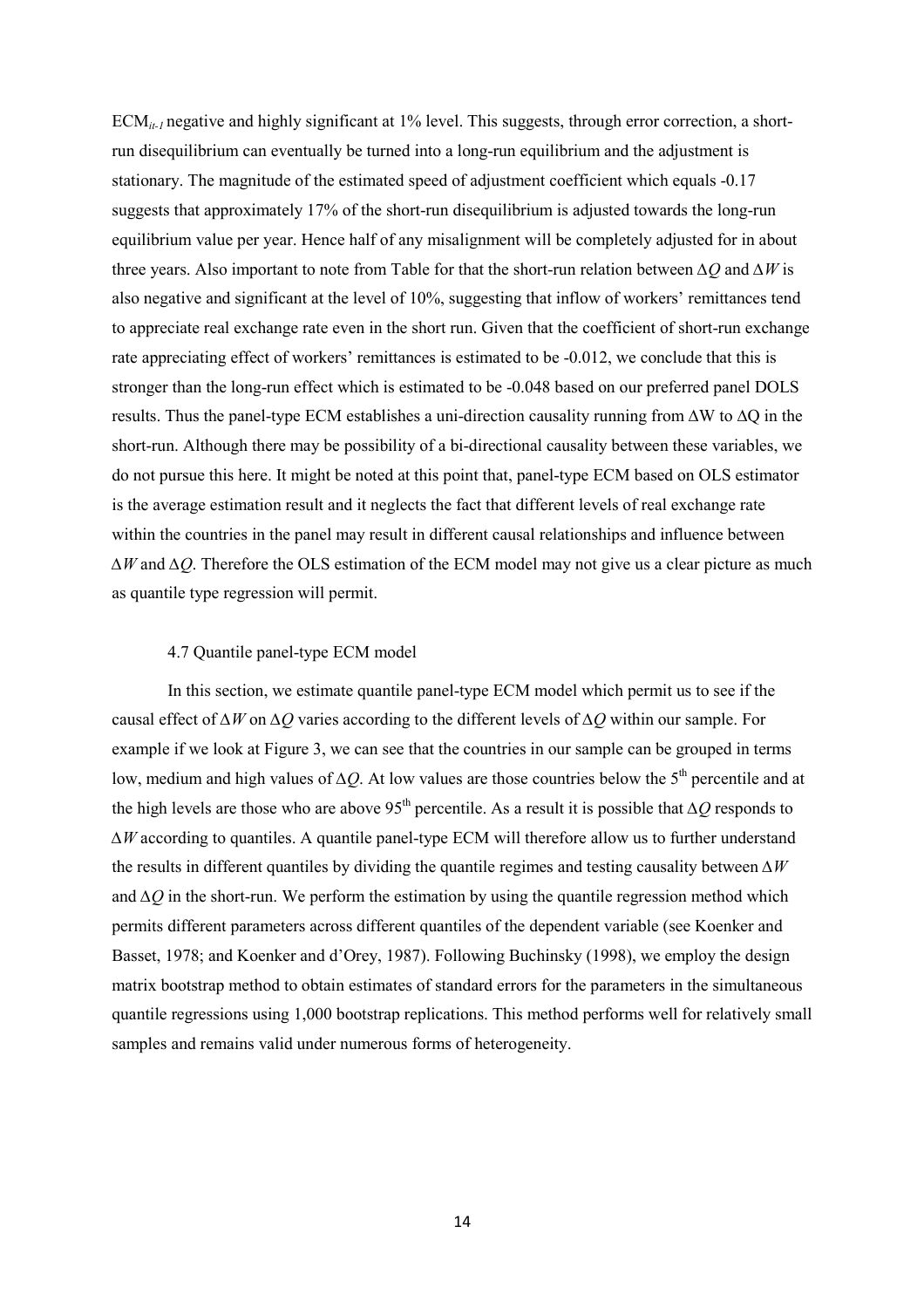$ECM_{it-1}$ negative and highly significant at 1% level. This suggests, through error correction, a short-run disequilibrium can eventually be turned into a long-run equilibrium and the adjustment is stationary. The magnitude of the estimated speed of adjustment coefficient which equals -0.17 suggests that approximately 17% of the short-run disequilibrium is adjusted towards the long-run equilibrium value per year. Hence half of any misalignment will be completely adjusted for in about three years. Also important to note from Table for that the short-run relation between $\Delta Q$ and $\Delta W$ is also negative and significant at the level of 10%, suggesting that inflow of workers' remittances tend to appreciate real exchange rate even in the short run. Given that the coefficient of short-run exchange rate appreciating effect of workers' remittances is estimated to be -0.012, we conclude that this is stronger than the long-run effect which is estimated to be -0.048 based on our preferred panel DOLS results. Thus the panel-type ECM establishes a uni-direction causality running from $\Delta W$ to $\Delta Q$ in the short-run. Although there may be possibility of a bi-directional causality between these variables, we do not pursue this here. It might be noted at this point that, panel-type ECM based on OLS estimator is the average estimation result and it neglects the fact that different levels of real exchange rate within the countries in the panel may result in different causal relationships and influence between $\Delta W$ and $\Delta Q$. Therefore the OLS estimation of the ECM model may not give us a clear picture as much as quantile type regression will permit.

### 4.7 Quantile panel-type ECM model

In this section, we estimate quantile panel-type ECM model which permit us to see if the causal effect of $\Delta W$ on $\Delta Q$ varies according to the different levels of $\Delta Q$ within our sample. For example if we look at Figure 3, we can see that the countries in our sample can be grouped in terms low, medium and high values of $\Delta Q$. At low values are those countries below the 5th percentile and at the high levels are those who are above 95th percentile. As a result it is possible that $\Delta Q$ responds to $\Delta W$ according to quantiles. A quantile panel-type ECM will therefore allow us to further understand the results in different quantiles by dividing the quantile regimes and testing causality between $\Delta W$ and $\Delta Q$ in the short-run. We perform the estimation by using the quantile regression method which permits different parameters across different quantiles of the dependent variable (see Koenker and Basset, 1978; and Koenker and d'Orey, 1987). Following Buchinsky (1998), we employ the design matrix bootstrap method to obtain estimates of standard errors for the parameters in the simultaneous quantile regressions using 1,000 bootstrap replications. This method performs well for relatively small samples and remains valid under numerous forms of heterogeneity.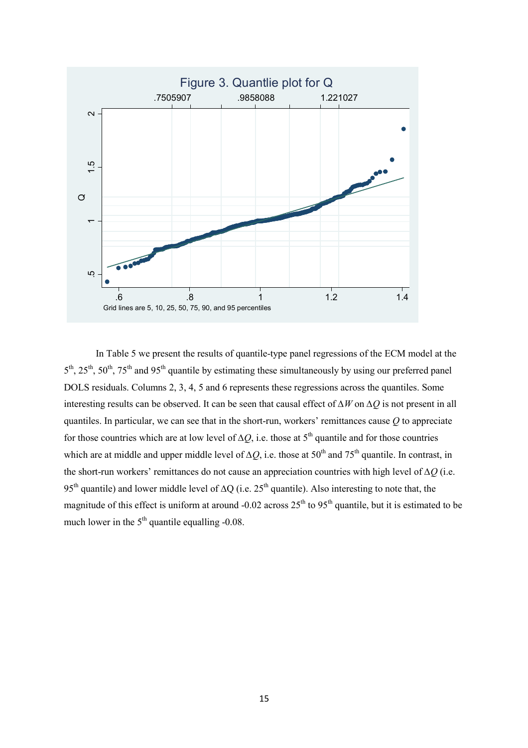Figure 3. Quantlie plot for Q

Grid lines are 5, 10, 25, 50, 75, 90, and 95 percentiles

In Table 5 we present the results of quantile-type panel regressions of the ECM model at the 5th, 25th, 50th, 75th and 95th quantile by estimating these simultaneously by using our preferred panel DOLS residuals. Columns 2, 3, 4, 5 and 6 represents these regressions across the quantiles. Some interesting results can be observed. It can be seen that causal effect of $\Delta W$ on $\Delta Q$ is not present in all quantiles. In particular, we can see that in the short-run, workers' remittances cause $Q$ to appreciate for those countries which are at low level of $\Delta Q$, i.e. those at 5th quantile and for those countries which are at middle and upper middle level of $\Delta Q$, i.e. those at 50th and 75th quantile. In contrast, in the short-run workers' remittances do not cause an appreciation countries with high level of $\Delta Q$ (i.e. 95th quantile) and lower middle level of $\Delta Q$ (i.e. 25th quantile). Also interesting to note that, the magnitude of this effect is uniform at around -0.02 across 25th to 95th quantile, but it is estimated to be much lower in the 5th quantile equalling -0.08.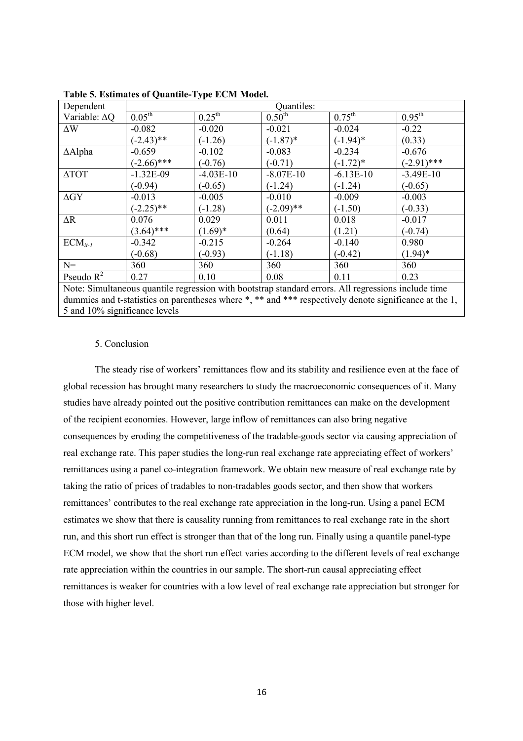**Table 5. Estimates of Quantile-Type ECM Model.**

| Dependent Variable: $\Delta Q$ | Quantiles: | | | | |
|---|---|---|---|---|---|
| | $0.05^{th}$ | $0.25^{th}$ | $0.50^{th}$ | $0.75^{th}$ | $0.95^{th}$ |
| $\Delta W$ | -0.082<br>(-2.43)** | -0.020<br>(-1.26) | -0.021<br>(-1.87)* | -0.024<br>(-1.94)* | -0.22<br>(0.33) |
| $\Delta$Alpha | -0.659<br>(-2.66)*** | -0.102<br>(-0.76) | -0.083<br>(-0.71) | -0.234<br>(-1.72)* | -0.676<br>(-2.91)*** |
| $\Delta$TOT | -1.32E-09<br>(-0.94) | -4.03E-10<br>(-0.65) | -8.07E-10<br>(-1.24) | -6.13E-10<br>(-1.24) | -3.49E-10<br>(-0.65) |
| $\Delta$GY | -0.013<br>(-2.25)** | -0.005<br>(-1.28) | -0.010<br>(-2.09)** | -0.009<br>(-1.50) | -0.003<br>(-0.33) |
| $\Delta R$ | 0.076<br>(3.64)*** | 0.029<br>(1.69)* | 0.011<br>(0.64) | 0.018<br>(1.21) | -0.017<br>(-0.74) |
| $ECM_{it-1}$ | -0.342<br>(-0.68) | -0.215<br>(-0.93) | -0.264<br>(-1.18) | -0.140<br>(-0.42) | 0.980<br>(1.94)* |
| N= | 360 | 360 | 360 | 360 | 360 |
| Pseudo $R^2$ | 0.27 | 0.10 | 0.08 | 0.11 | 0.23 |

Note: Simultaneous quantile regression with bootstrap standard errors. All regressions include time dummies and t-statistics on parentheses where *, ** and *** respectively denote significance at the 1, 5 and 10% significance levels

## 5. Conclusion

The steady rise of workers' remittances flow and its stability and resilience even at the face of global recession has brought many researchers to study the macroeconomic consequences of it. Many studies have already pointed out the positive contribution remittances can make on the development of the recipient economies. However, large inflow of remittances can also bring negative consequences by eroding the competitiveness of the tradable-goods sector via causing appreciation of real exchange rate. This paper studies the long-run real exchange rate appreciating effect of workers' remittances using a panel co-integration framework. We obtain new measure of real exchange rate by taking the ratio of prices of tradables to non-tradables goods sector, and then show that workers remittances' contributes to the real exchange rate appreciation in the long-run. Using a panel ECM estimates we show that there is causality running from remittances to real exchange rate in the short run, and this short run effect is stronger than that of the long run. Finally using a quantile panel-type ECM model, we show that the short run effect varies according to the different levels of real exchange rate appreciation within the countries in our sample. The short-run causal appreciating effect remittances is weaker for countries with a low level of real exchange rate appreciation but stronger for those with higher level.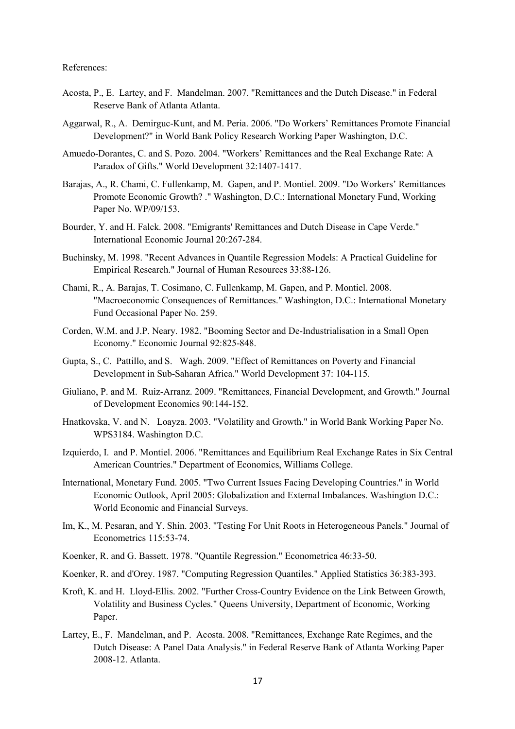References:

Acosta, P., E. Lartey, and F. Mandelman. 2007. "Remittances and the Dutch Disease." in Federal Reserve Bank of Atlanta Atlanta.

Aggarwal, R., A. Demirguc-Kunt, and M. Peria. 2006. "Do Workers' Remittances Promote Financial Development?" in World Bank Policy Research Working Paper Washington, D.C.

Amuedo-Dorantes, C. and S. Pozo. 2004. "Workers' Remittances and the Real Exchange Rate: A Paradox of Gifts." World Development 32:1407-1417.

Barajas, A., R. Chami, C. Fullenkamp, M. Gapen, and P. Montiel. 2009. "Do Workers' Remittances Promote Economic Growth? ." Washington, D.C.: International Monetary Fund, Working Paper No. WP/09/153.

Bourder, Y. and H. Falck. 2008. "Emigrants' Remittances and Dutch Disease in Cape Verde." International Economic Journal 20:267-284.

Buchinsky, M. 1998. "Recent Advances in Quantile Regression Models: A Practical Guideline for Empirical Research." Journal of Human Resources 33:88-126.

Chami, R., A. Barajas, T. Cosimano, C. Fullenkamp, M. Gapen, and P. Montiel. 2008. "Macroeconomic Consequences of Remittances." Washington, D.C.: International Monetary Fund Occasional Paper No. 259.

Corden, W.M. and J.P. Neary. 1982. "Booming Sector and De-Industrialisation in a Small Open Economy." Economic Journal 92:825-848.

Gupta, S., C. Pattillo, and S. Wagh. 2009. "Effect of Remittances on Poverty and Financial Development in Sub-Saharan Africa." World Development 37: 104-115.

Giuliano, P. and M. Ruiz-Arranz. 2009. "Remittances, Financial Development, and Growth." Journal of Development Economics 90:144-152.

Hnatkovska, V. and N. Loayza. 2003. "Volatility and Growth." in World Bank Working Paper No. WPS3184. Washington D.C.

Izquierdo, I. and P. Montiel. 2006. "Remittances and Equilibrium Real Exchange Rates in Six Central American Countries." Department of Economics, Williams College.

International, Monetary Fund. 2005. "Two Current Issues Facing Developing Countries." in World Economic Outlook, April 2005: Globalization and External Imbalances. Washington D.C.: World Economic and Financial Surveys.

Im, K., M. Pesaran, and Y. Shin. 2003. "Testing For Unit Roots in Heterogeneous Panels." Journal of Econometrics 115:53-74.

Koenker, R. and G. Bassett. 1978. "Quantile Regression." Econometrica 46:33-50.

Koenker, R. and d'Orey. 1987. "Computing Regression Quantiles." Applied Statistics 36:383-393.

Kroft, K. and H. Lloyd-Ellis. 2002. "Further Cross-Country Evidence on the Link Between Growth, Volatility and Business Cycles." Queens University, Department of Economic, Working Paper.

Lartey, E., F. Mandelman, and P. Acosta. 2008. "Remittances, Exchange Rate Regimes, and the Dutch Disease: A Panel Data Analysis." in Federal Reserve Bank of Atlanta Working Paper 2008-12. Atlanta.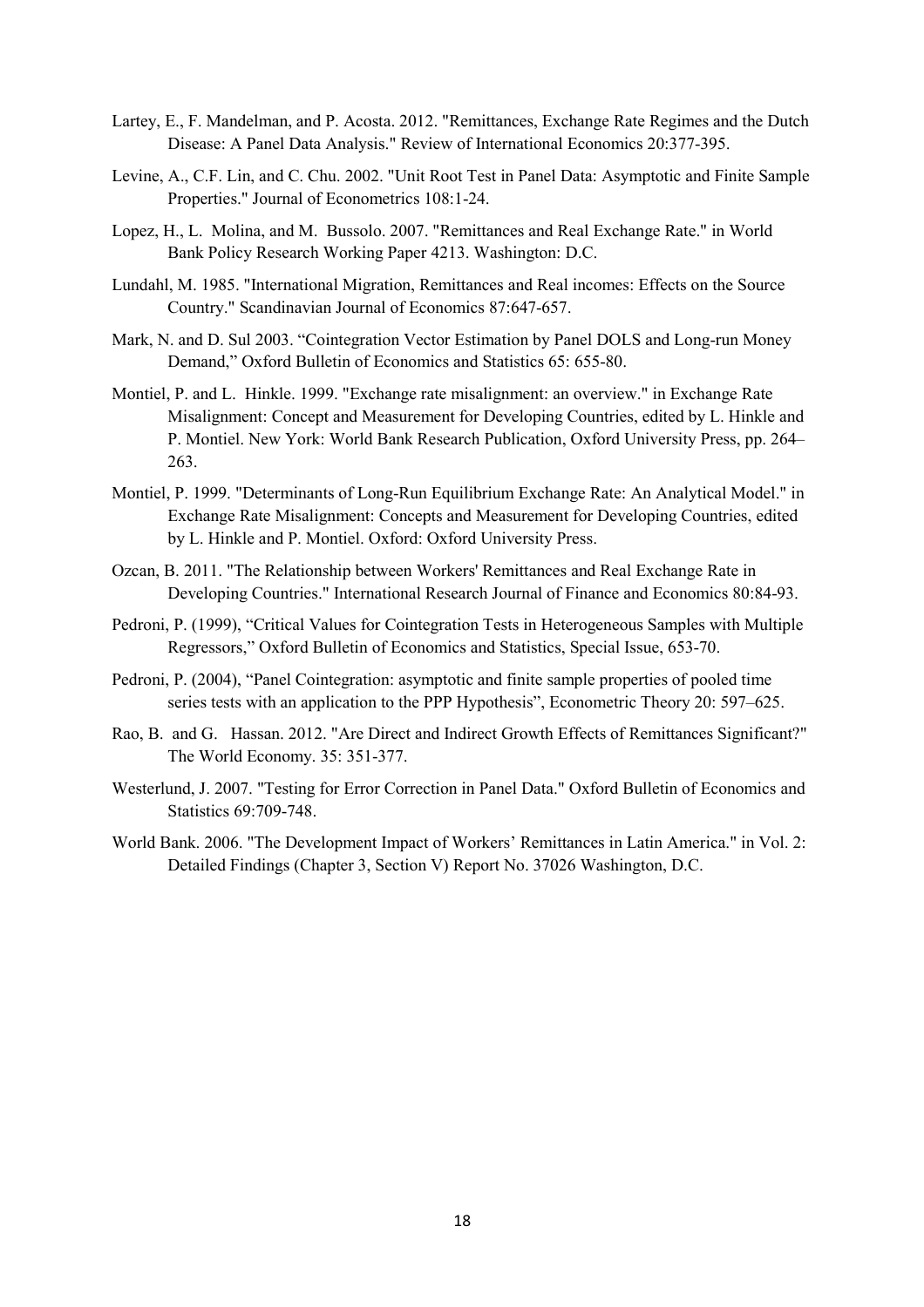Lartey, E., F. Mandelman, and P. Acosta. 2012. "Remittances, Exchange Rate Regimes and the Dutch Disease: A Panel Data Analysis." Review of International Economics 20:377-395.

Levine, A., C.F. Lin, and C. Chu. 2002. "Unit Root Test in Panel Data: Asymptotic and Finite Sample Properties." Journal of Econometrics 108:1-24.

Lopez, H., L. Molina, and M. Bussolo. 2007. "Remittances and Real Exchange Rate." in World Bank Policy Research Working Paper 4213. Washington: D.C.

Lundahl, M. 1985. "International Migration, Remittances and Real incomes: Effects on the Source Country." Scandinavian Journal of Economics 87:647-657.

Mark, N. and D. Sul 2003. "Cointegration Vector Estimation by Panel DOLS and Long-run Money Demand," Oxford Bulletin of Economics and Statistics 65: 655-80.

Montiel, P. and L. Hinkle. 1999. "Exchange rate misalignment: an overview." in Exchange Rate Misalignment: Concept and Measurement for Developing Countries, edited by L. Hinkle and P. Montiel. New York: World Bank Research Publication, Oxford University Press, pp. 264–263.

Montiel, P. 1999. "Determinants of Long-Run Equilibrium Exchange Rate: An Analytical Model." in Exchange Rate Misalignment: Concepts and Measurement for Developing Countries, edited by L. Hinkle and P. Montiel. Oxford: Oxford University Press.

Ozcan, B. 2011. "The Relationship between Workers' Remittances and Real Exchange Rate in Developing Countries." International Research Journal of Finance and Economics 80:84-93.

Pedroni, P. (1999), "Critical Values for Cointegration Tests in Heterogeneous Samples with Multiple Regressors," Oxford Bulletin of Economics and Statistics, Special Issue, 653-70.

Pedroni, P. (2004), "Panel Cointegration: asymptotic and finite sample properties of pooled time series tests with an application to the PPP Hypothesis", Econometric Theory 20: 597–625.

Rao, B. and G. Hassan. 2012. "Are Direct and Indirect Growth Effects of Remittances Significant?" The World Economy. 35: 351-377.

Westerlund, J. 2007. "Testing for Error Correction in Panel Data." Oxford Bulletin of Economics and Statistics 69:709-748.

World Bank. 2006. "The Development Impact of Workers' Remittances in Latin America." in Vol. 2: Detailed Findings (Chapter 3, Section V) Report No. 37026 Washington, D.C.